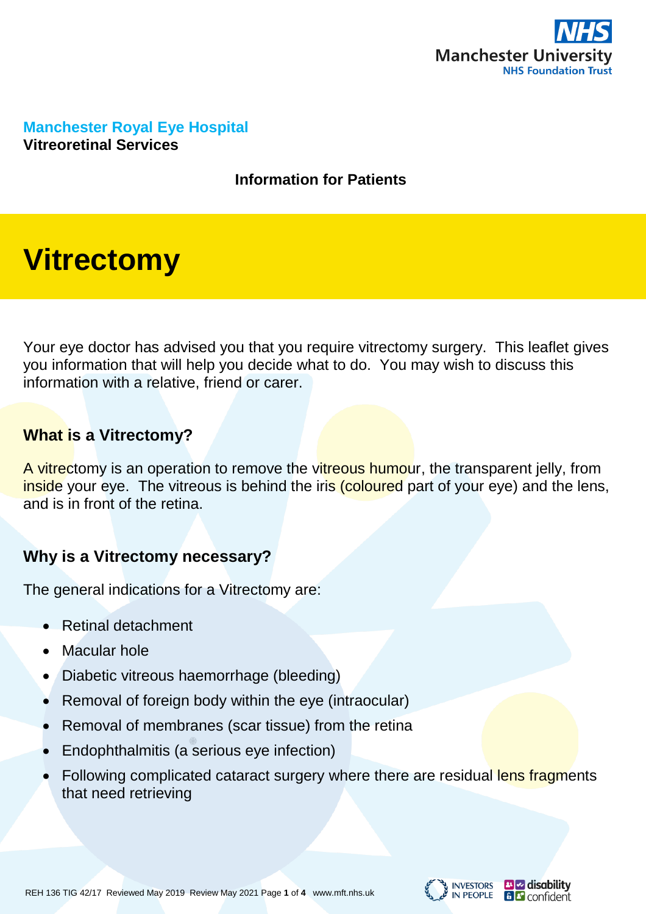Manchester University NHS Foundation Trust

**Manchester Royal Eye Hospital**
**Vitreoretinal Services**

**Information for Patients**

# Vitrectomy

Your eye doctor has advised you that you require vitrectomy surgery. This leaflet gives you information that will help you decide what to do. You may wish to discuss this information with a relative, friend or carer.

## What is a Vitrectomy?

A vitrectomy is an operation to remove the vitreous humour, the transparent jelly, from inside your eye. The vitreous is behind the iris (coloured part of your eye) and the lens, and is in front of the retina.

## Why is a Vitrectomy necessary?

The general indications for a Vitrectomy are:

- Retinal detachment
- Macular hole
- Diabetic vitreous haemorrhage (bleeding)
- Removal of foreign body within the eye (intraocular)
- Removal of membranes (scar tissue) from the retina
- Endophthalmitis (a serious eye infection)
- Following complicated cataract surgery where there are residual lens fragments that need retrieving

REH 136 TIG 42/17 Reviewed May 2019 Review May 2021 www.mft.nhs.uk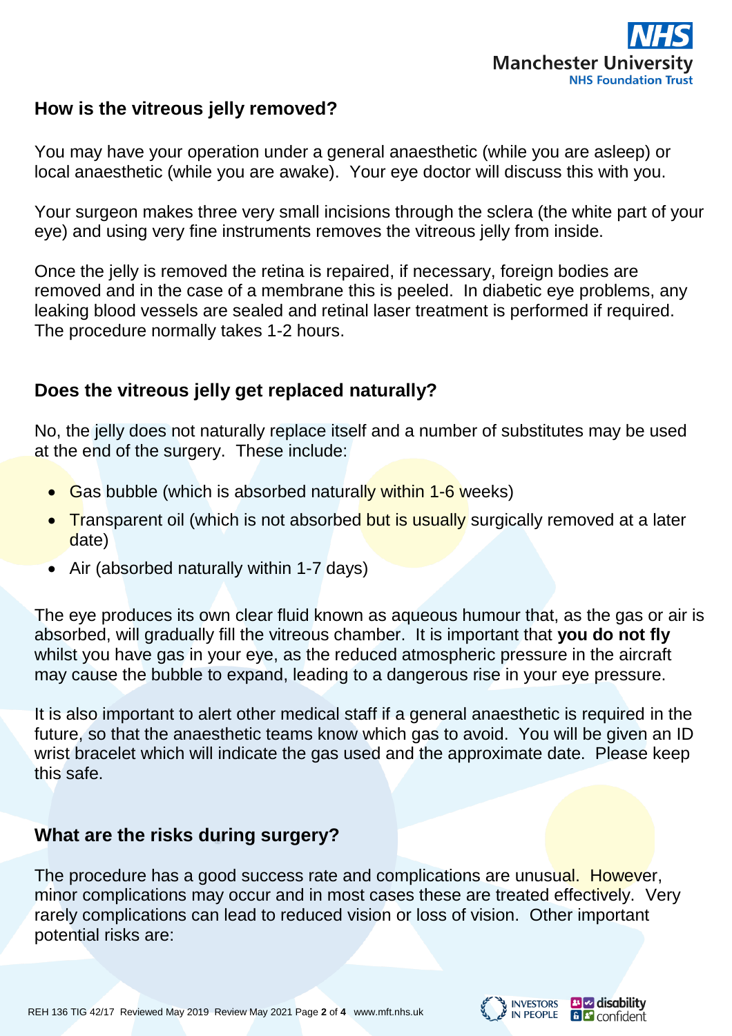## How is the vitreous jelly removed?

You may have your operation under a general anaesthetic (while you are asleep) or local anaesthetic (while you are awake). Your eye doctor will discuss this with you.

Your surgeon makes three very small incisions through the sclera (the white part of your eye) and using very fine instruments removes the vitreous jelly from inside.

Once the jelly is removed the retina is repaired, if necessary, foreign bodies are removed and in the case of a membrane this is peeled. In diabetic eye problems, any leaking blood vessels are sealed and retinal laser treatment is performed if required. The procedure normally takes 1-2 hours.

## Does the vitreous jelly get replaced naturally?

No, the jelly does not naturally replace itself and a number of substitutes may be used at the end of the surgery. These include:

- Gas bubble (which is absorbed naturally within 1-6 weeks)
- Transparent oil (which is not absorbed but is usually surgically removed at a later date)
- Air (absorbed naturally within 1-7 days)

The eye produces its own clear fluid known as aqueous humour that, as the gas or air is absorbed, will gradually fill the vitreous chamber. It is important that **you do not fly** whilst you have gas in your eye, as the reduced atmospheric pressure in the aircraft may cause the bubble to expand, leading to a dangerous rise in your eye pressure.

It is also important to alert other medical staff if a general anaesthetic is required in the future, so that the anaesthetic teams know which gas to avoid. You will be given an ID wrist bracelet which will indicate the gas used and the approximate date. Please keep this safe.

## What are the risks during surgery?

The procedure has a good success rate and complications are unusual. However, minor complications may occur and in most cases these are treated effectively. Very rarely complications can lead to reduced vision or loss of vision. Other important potential risks are: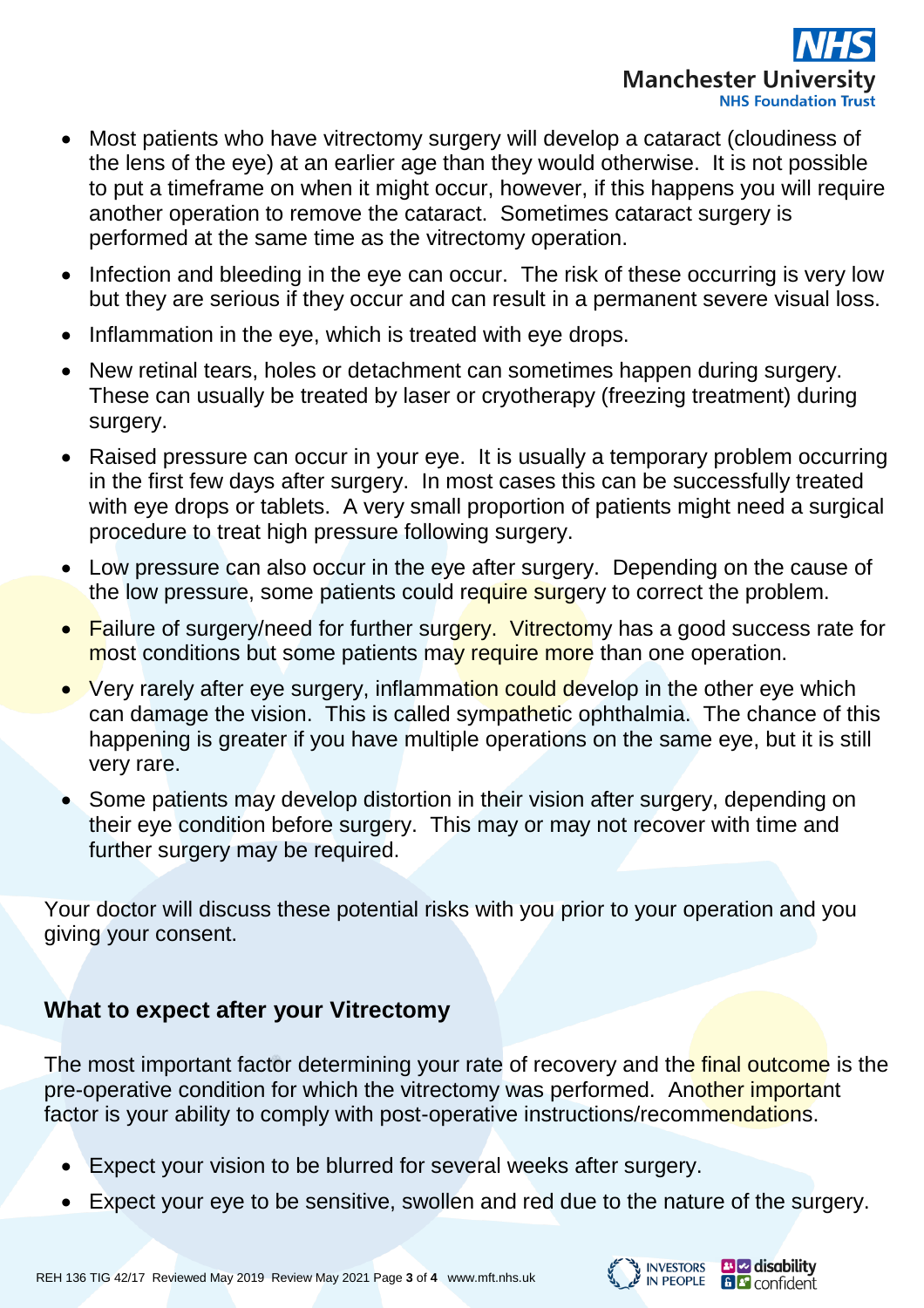- Most patients who have vitrectomy surgery will develop a cataract (cloudiness of the lens of the eye) at an earlier age than they would otherwise. It is not possible to put a timeframe on when it might occur, however, if this happens you will require another operation to remove the cataract. Sometimes cataract surgery is performed at the same time as the vitrectomy operation.
- Infection and bleeding in the eye can occur. The risk of these occurring is very low but they are serious if they occur and can result in a permanent severe visual loss.
- Inflammation in the eye, which is treated with eye drops.
- New retinal tears, holes or detachment can sometimes happen during surgery. These can usually be treated by laser or cryotherapy (freezing treatment) during surgery.
- Raised pressure can occur in your eye. It is usually a temporary problem occurring in the first few days after surgery. In most cases this can be successfully treated with eye drops or tablets. A very small proportion of patients might need a surgical procedure to treat high pressure following surgery.
- Low pressure can also occur in the eye after surgery. Depending on the cause of the low pressure, some patients could require surgery to correct the problem.
- Failure of surgery/need for further surgery. Vitrectomy has a good success rate for most conditions but some patients may require more than one operation.
- Very rarely after eye surgery, inflammation could develop in the other eye which can damage the vision. This is called sympathetic ophthalmia. The chance of this happening is greater if you have multiple operations on the same eye, but it is still very rare.
- Some patients may develop distortion in their vision after surgery, depending on their eye condition before surgery. This may or may not recover with time and further surgery may be required.

Your doctor will discuss these potential risks with you prior to your operation and you giving your consent.

## What to expect after your Vitrectomy

The most important factor determining your rate of recovery and the final outcome is the pre-operative condition for which the vitrectomy was performed. Another important factor is your ability to comply with post-operative instructions/recommendations.

- Expect your vision to be blurred for several weeks after surgery.
- Expect your eye to be sensitive, swollen and red due to the nature of the surgery.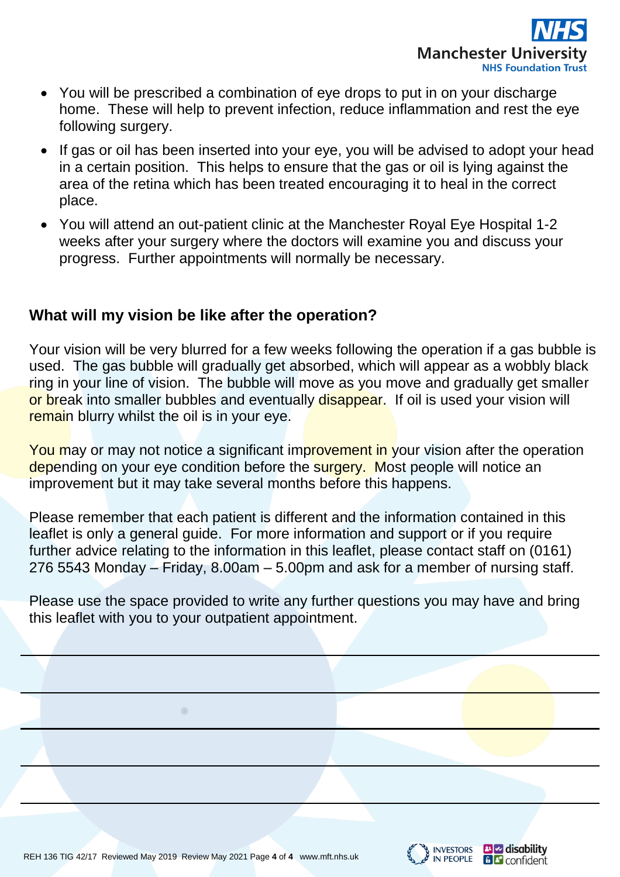- You will be prescribed a combination of eye drops to put in on your discharge home. These will help to prevent infection, reduce inflammation and rest the eye following surgery.
- If gas or oil has been inserted into your eye, you will be advised to adopt your head in a certain position. This helps to ensure that the gas or oil is lying against the area of the retina which has been treated encouraging it to heal in the correct place.
- You will attend an out-patient clinic at the Manchester Royal Eye Hospital 1-2 weeks after your surgery where the doctors will examine you and discuss your progress. Further appointments will normally be necessary.

## What will my vision be like after the operation?

Your vision will be very blurred for a few weeks following the operation if a gas bubble is used. The gas bubble will gradually get absorbed, which will appear as a wobbly black ring in your line of vision. The bubble will move as you move and gradually get smaller or break into smaller bubbles and eventually disappear. If oil is used your vision will remain blurry whilst the oil is in your eye.

You may or may not notice a significant improvement in your vision after the operation depending on your eye condition before the surgery. Most people will notice an improvement but it may take several months before this happens.

Please remember that each patient is different and the information contained in this leaflet is only a general guide. For more information and support or if you require further advice relating to the information in this leaflet, please contact staff on (0161) 276 5543 Monday – Friday, 8.00am – 5.00pm and ask for a member of nursing staff.

Please use the space provided to write any further questions you may have and bring this leaflet with you to your outpatient appointment.

REH 136 TIG 42/17 Reviewed May 2019 Review May 2021